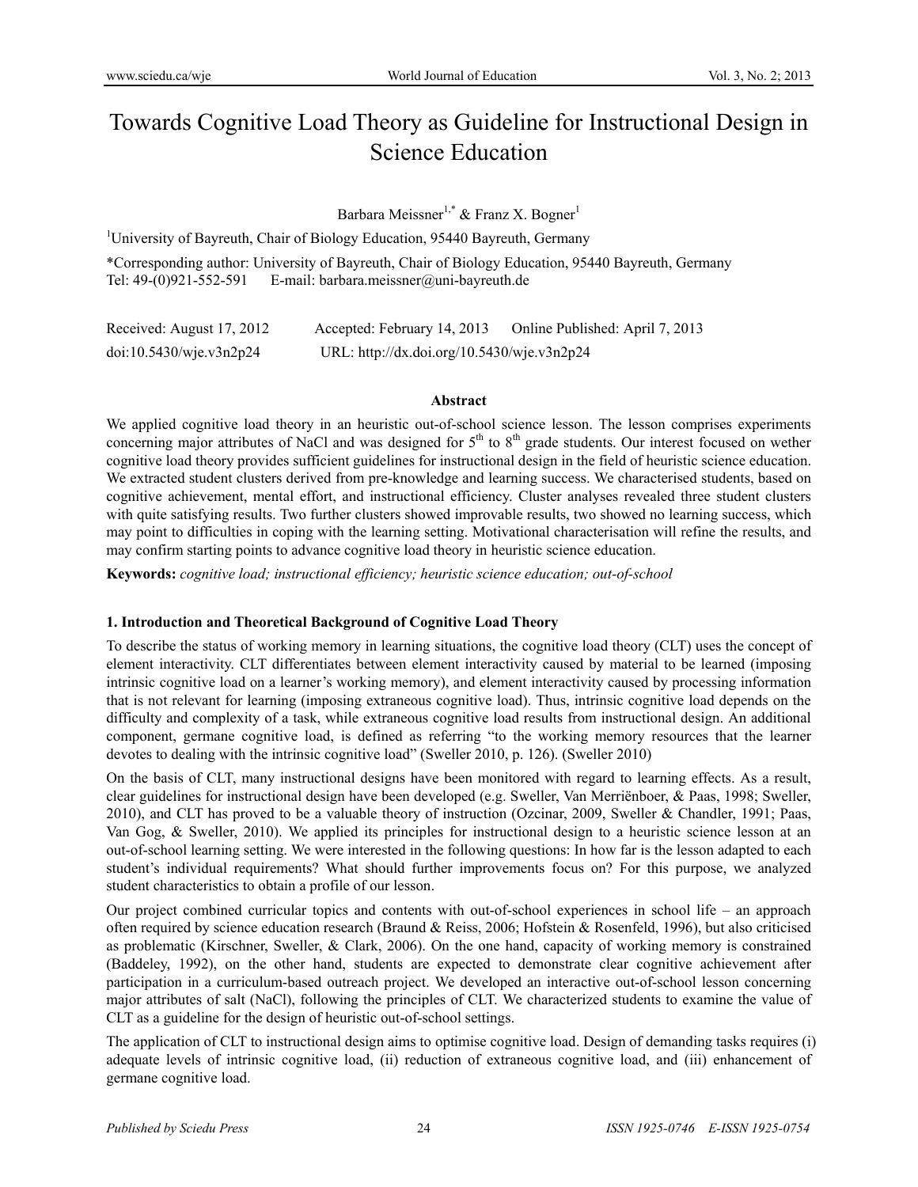# Towards Cognitive Load Theory as Guideline for Instructional Design in Science Education

Barbara Meissner[1,*] & Franz X. Bogner[1]

[1]University of Bayreuth, Chair of Biology Education, 95440 Bayreuth, Germany

*Corresponding author: University of Bayreuth, Chair of Biology Education, 95440 Bayreuth, Germany
Tel: 49-(0)921-552-591 E-mail: barbara.meissner@uni-bayreuth.de

Received: August 17, 2012 Accepted: February 14, 2013 Online Published: April 7, 2013
doi:10.5430/wje.v3n2p24 URL: http://dx.doi.org/10.5430/wje.v3n2p24

**Abstract**

We applied cognitive load theory in an heuristic out-of-school science lesson. The lesson comprises experiments concerning major attributes of NaCl and was designed for 5[th] to 8[th] grade students. Our interest focused on wether cognitive load theory provides sufficient guidelines for instructional design in the field of heuristic science education. We extracted student clusters derived from pre-knowledge and learning success. We characterised students, based on cognitive achievement, mental effort, and instructional efficiency. Cluster analyses revealed three student clusters with quite satisfying results. Two further clusters showed improvable results, two showed no learning success, which may point to difficulties in coping with the learning setting. Motivational characterisation will refine the results, and may confirm starting points to advance cognitive load theory in heuristic science education.

**Keywords:** *cognitive load; instructional efficiency; heuristic science education; out-of-school*

## 1. Introduction and Theoretical Background of Cognitive Load Theory

To describe the status of working memory in learning situations, the cognitive load theory (CLT) uses the concept of element interactivity. CLT differentiates between element interactivity caused by material to be learned (imposing intrinsic cognitive load on a learner's working memory), and element interactivity caused by processing information that is not relevant for learning (imposing extraneous cognitive load). Thus, intrinsic cognitive load depends on the difficulty and complexity of a task, while extraneous cognitive load results from instructional design. An additional component, germane cognitive load, is defined as referring "to the working memory resources that the learner devotes to dealing with the intrinsic cognitive load" (Sweller 2010, p. 126). (Sweller 2010)

On the basis of CLT, many instructional designs have been monitored with regard to learning effects. As a result, clear guidelines for instructional design have been developed (e.g. Sweller, Van Merriënboer, & Paas, 1998; Sweller, 2010), and CLT has proved to be a valuable theory of instruction (Ozcinar, 2009, Sweller & Chandler, 1991; Paas, Van Gog, & Sweller, 2010). We applied its principles for instructional design to a heuristic science lesson at an out-of-school learning setting. We were interested in the following questions: In how far is the lesson adapted to each student's individual requirements? What should further improvements focus on? For this purpose, we analyzed student characteristics to obtain a profile of our lesson.

Our project combined curricular topics and contents with out-of-school experiences in school life – an approach often required by science education research (Braund & Reiss, 2006; Hofstein & Rosenfeld, 1996), but also criticised as problematic (Kirschner, Sweller, & Clark, 2006). On the one hand, capacity of working memory is constrained (Baddeley, 1992), on the other hand, students are expected to demonstrate clear cognitive achievement after participation in a curriculum-based outreach project. We developed an interactive out-of-school lesson concerning major attributes of salt (NaCl), following the principles of CLT. We characterized students to examine the value of CLT as a guideline for the design of heuristic out-of-school settings.

The application of CLT to instructional design aims to optimise cognitive load. Design of demanding tasks requires (i) adequate levels of intrinsic cognitive load, (ii) reduction of extraneous cognitive load, and (iii) enhancement of germane cognitive load.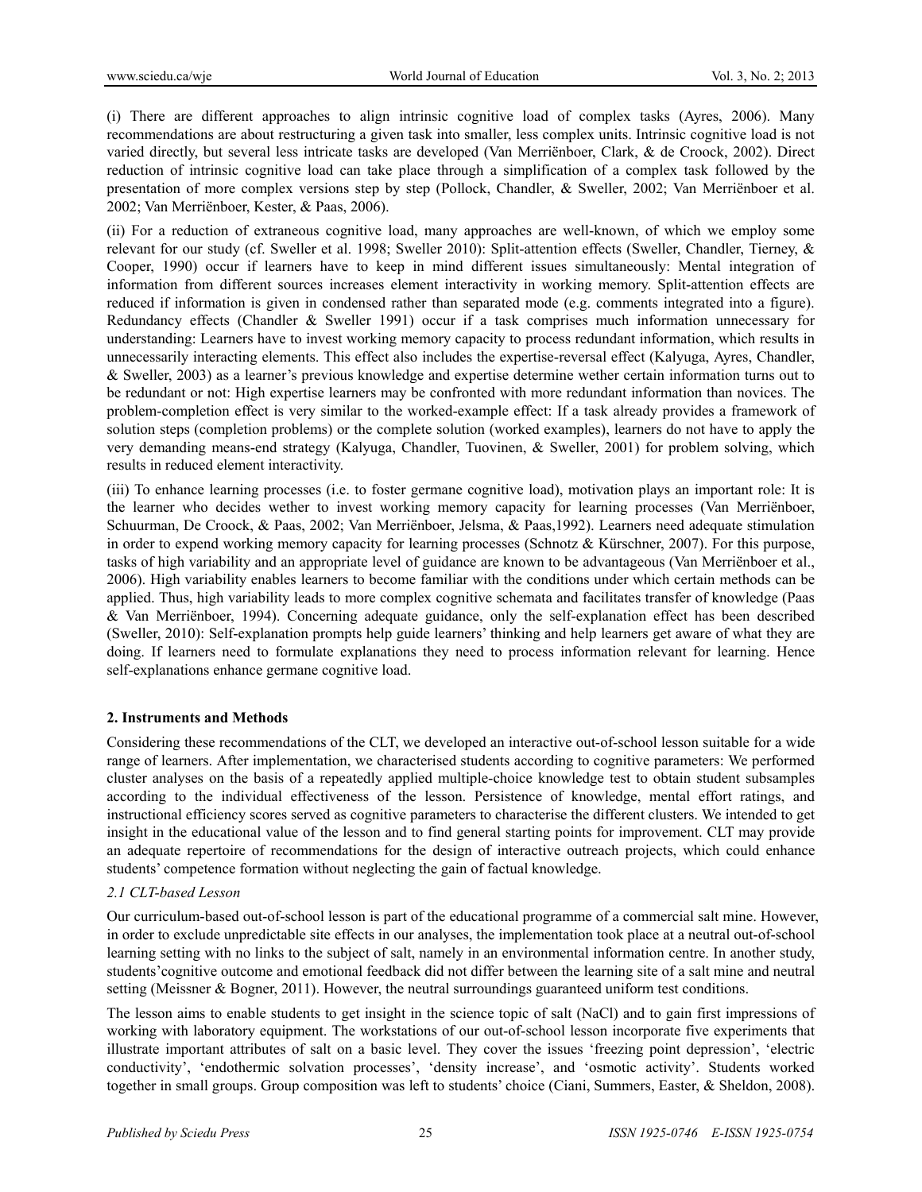(i) There are different approaches to align intrinsic cognitive load of complex tasks (Ayres, 2006). Many recommendations are about restructuring a given task into smaller, less complex units. Intrinsic cognitive load is not varied directly, but several less intricate tasks are developed (Van Merriënboer, Clark, & de Croock, 2002). Direct reduction of intrinsic cognitive load can take place through a simplification of a complex task followed by the presentation of more complex versions step by step (Pollock, Chandler, & Sweller, 2002; Van Merriënboer et al. 2002; Van Merriënboer, Kester, & Paas, 2006).

(ii) For a reduction of extraneous cognitive load, many approaches are well-known, of which we employ some relevant for our study (cf. Sweller et al. 1998; Sweller 2010): Split-attention effects (Sweller, Chandler, Tierney, & Cooper, 1990) occur if learners have to keep in mind different issues simultaneously: Mental integration of information from different sources increases element interactivity in working memory. Split-attention effects are reduced if information is given in condensed rather than separated mode (e.g. comments integrated into a figure). Redundancy effects (Chandler & Sweller 1991) occur if a task comprises much information unnecessary for understanding: Learners have to invest working memory capacity to process redundant information, which results in unnecessarily interacting elements. This effect also includes the expertise-reversal effect (Kalyuga, Ayres, Chandler, & Sweller, 2003) as a learner's previous knowledge and expertise determine wether certain information turns out to be redundant or not: High expertise learners may be confronted with more redundant information than novices. The problem-completion effect is very similar to the worked-example effect: If a task already provides a framework of solution steps (completion problems) or the complete solution (worked examples), learners do not have to apply the very demanding means-end strategy (Kalyuga, Chandler, Tuovinen, & Sweller, 2001) for problem solving, which results in reduced element interactivity.

(iii) To enhance learning processes (i.e. to foster germane cognitive load), motivation plays an important role: It is the learner who decides wether to invest working memory capacity for learning processes (Van Merriënboer, Schuurman, De Croock, & Paas, 2002; Van Merriënboer, Jelsma, & Paas,1992). Learners need adequate stimulation in order to expend working memory capacity for learning processes (Schnotz & Kürschner, 2007). For this purpose, tasks of high variability and an appropriate level of guidance are known to be advantageous (Van Merriënboer et al., 2006). High variability enables learners to become familiar with the conditions under which certain methods can be applied. Thus, high variability leads to more complex cognitive schemata and facilitates transfer of knowledge (Paas & Van Merriënboer, 1994). Concerning adequate guidance, only the self-explanation effect has been described (Sweller, 2010): Self-explanation prompts help guide learners' thinking and help learners get aware of what they are doing. If learners need to formulate explanations they need to process information relevant for learning. Hence self-explanations enhance germane cognitive load.

## 2. Instruments and Methods

Considering these recommendations of the CLT, we developed an interactive out-of-school lesson suitable for a wide range of learners. After implementation, we characterised students according to cognitive parameters: We performed cluster analyses on the basis of a repeatedly applied multiple-choice knowledge test to obtain student subsamples according to the individual effectiveness of the lesson. Persistence of knowledge, mental effort ratings, and instructional efficiency scores served as cognitive parameters to characterise the different clusters. We intended to get insight in the educational value of the lesson and to find general starting points for improvement. CLT may provide an adequate repertoire of recommendations for the design of interactive outreach projects, which could enhance students' competence formation without neglecting the gain of factual knowledge.

### *2.1 CLT-based Lesson*

Our curriculum-based out-of-school lesson is part of the educational programme of a commercial salt mine. However, in order to exclude unpredictable site effects in our analyses, the implementation took place at a neutral out-of-school learning setting with no links to the subject of salt, namely in an environmental information centre. In another study, students'cognitive outcome and emotional feedback did not differ between the learning site of a salt mine and neutral setting (Meissner & Bogner, 2011). However, the neutral surroundings guaranteed uniform test conditions.

The lesson aims to enable students to get insight in the science topic of salt (NaCl) and to gain first impressions of working with laboratory equipment. The workstations of our out-of-school lesson incorporate five experiments that illustrate important attributes of salt on a basic level. They cover the issues 'freezing point depression', 'electric conductivity', 'endothermic solvation processes', 'density increase', and 'osmotic activity'. Students worked together in small groups. Group composition was left to students' choice (Ciani, Summers, Easter, & Sheldon, 2008).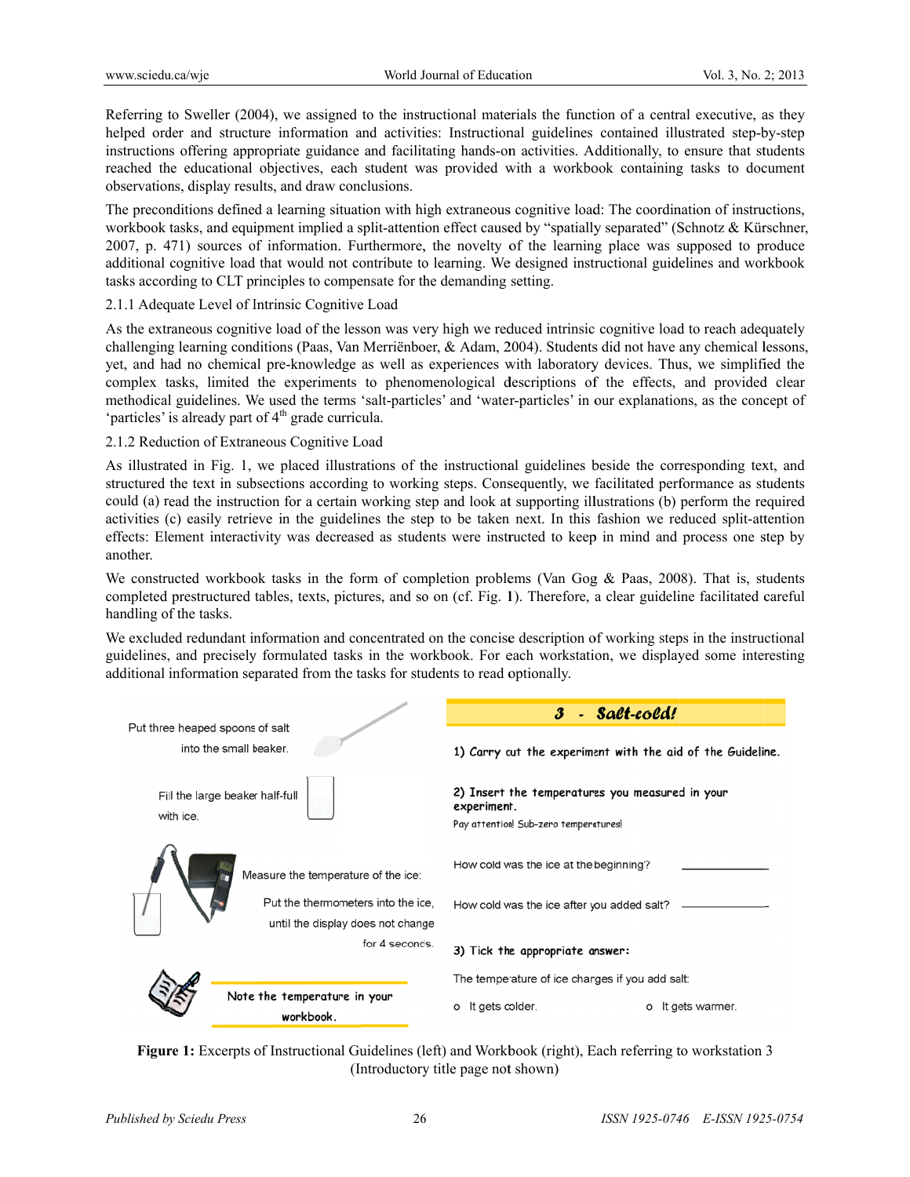Referring to Sweller (2004), we assigned to the instructional materials the function of a central executive, as they helped order and structure information and activities: Instructional guidelines contained illustrated step-by-step instructions offering appropriate guidance and facilitating hands-on activities. Additionally, to ensure that students reached the educational objectives, each student was provided with a workbook containing tasks to document observations, display results, and draw conclusions.

The preconditions defined a learning situation with high extraneous cognitive load: The coordination of instructions, workbook tasks, and equipment implied a split-attention effect caused by "spatially separated" (Schnotz & Kürschner, 2007, p. 471) sources of information. Furthermore, the novelty of the learning place was supposed to produce additional cognitive load that would not contribute to learning. We designed instructional guidelines and workbook tasks according to CLT principles to compensate for the demanding setting.

### 2.1.1 Adequate Level of Intrinsic Cognitive Load

As the extraneous cognitive load of the lesson was very high we reduced intrinsic cognitive load to reach adequately challenging learning conditions (Paas, Van Merriënboer, & Adam, 2004). Students did not have any chemical lessons, yet, and had no chemical pre-knowledge as well as experiences with laboratory devices. Thus, we simplified the complex tasks, limited the experiments to phenomenological descriptions of the effects, and provided clear methodical guidelines. We used the terms 'salt-particles' and 'water-particles' in our explanations, as the concept of 'particles' is already part of 4$^{th}$ grade curricula.

### 2.1.2 Reduction of Extraneous Cognitive Load

As illustrated in Fig. 1, we placed illustrations of the instructional guidelines beside the corresponding text, and structured the text in subsections according to working steps. Consequently, we facilitated performance as students could (a) read the instruction for a certain working step and look at supporting illustrations (b) perform the required activities (c) easily retrieve in the guidelines the step to be taken next. In this fashion we reduced split-attention effects: Element interactivity was decreased as students were instructed to keep in mind and process one step by another.

We constructed workbook tasks in the form of completion problems (Van Gog & Paas, 2008). That is, students completed prestructured tables, texts, pictures, and so on (cf. Fig. 1). Therefore, a clear guideline facilitated careful handling of the tasks.

We excluded redundant information and concentrated on the concise description of working steps in the instructional guidelines, and precisely formulated tasks in the workbook. For each workstation, we displayed some interesting additional information separated from the tasks for students to read optionally.

Put three heaped spoons of salt into the small beaker.

Fill the large beaker half-full with ice.

Measure the temperature of the ice:

Put the thermometers into the ice, until the display does not change for 4 seconds.

Note the temperature in your workbook.

**3 - Salt-cold!**

1) Carry out the experiment with the aid of the Guideline.

2) Insert the temperatures you measured in your experiment.

Pay attention! Sub-zero temperatures!

How cold was the ice at the beginning? ____________

How cold was the ice after you added salt? ____________

3) Tick the appropriate answer:

The temperature of ice changes if you add salt:

o It gets colder. o It gets warmer.

**Figure 1:** Excerpts of Instructional Guidelines (left) and Workbook (right), Each referring to workstation 3 (Introductory title page not shown)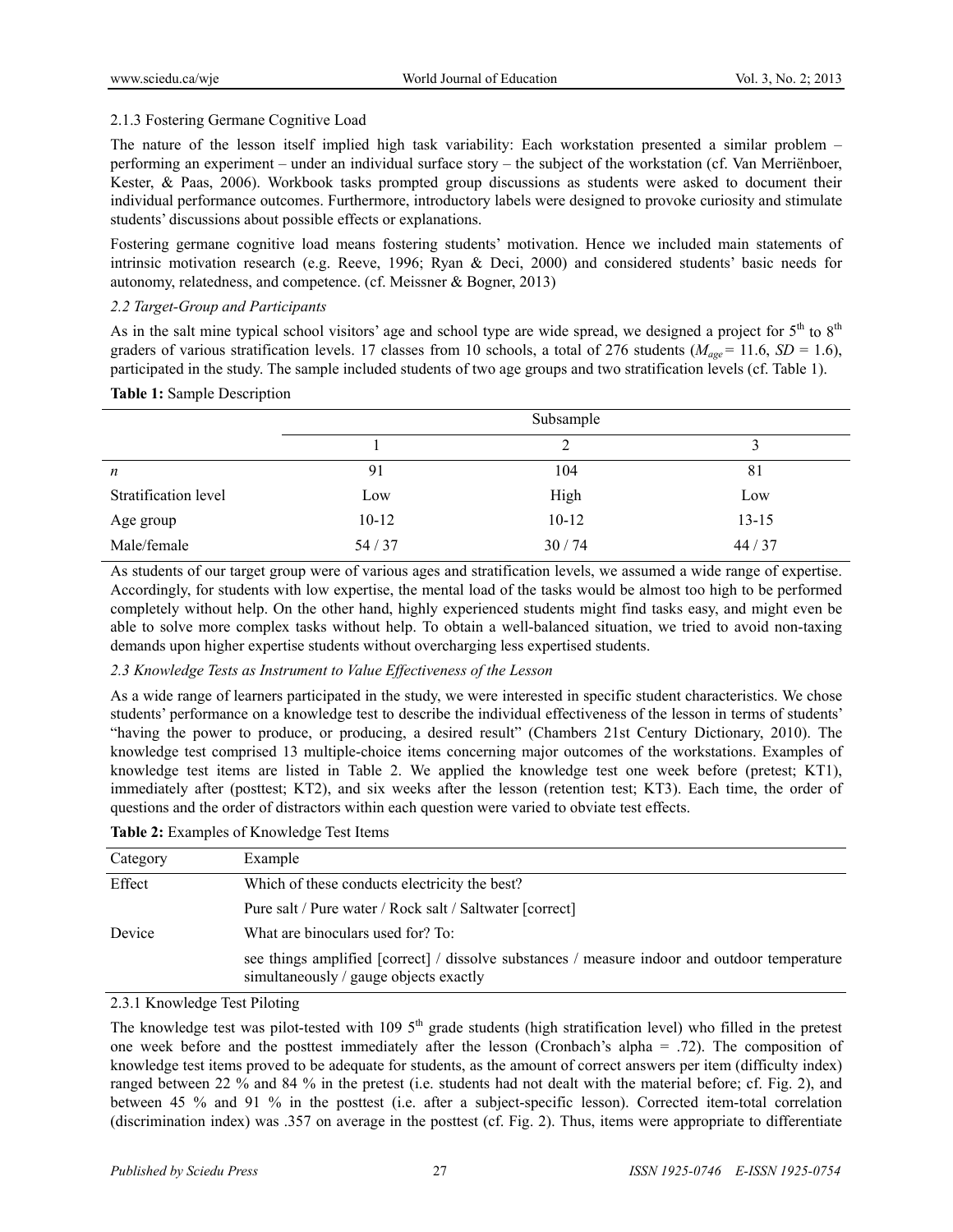### 2.1.3 Fostering Germane Cognitive Load

The nature of the lesson itself implied high task variability: Each workstation presented a similar problem – performing an experiment – under an individual surface story – the subject of the workstation (cf. Van Merriënboer, Kester, & Paas, 2006). Workbook tasks prompted group discussions as students were asked to document their individual performance outcomes. Furthermore, introductory labels were designed to provoke curiosity and stimulate students' discussions about possible effects or explanations.

Fostering germane cognitive load means fostering students' motivation. Hence we included main statements of intrinsic motivation research (e.g. Reeve, 1996; Ryan & Deci, 2000) and considered students' basic needs for autonomy, relatedness, and competence. (cf. Meissner & Bogner, 2013)

### *2.2 Target-Group and Participants*

As in the salt mine typical school visitors' age and school type are wide spread, we designed a project for 5th to 8th graders of various stratification levels. 17 classes from 10 schools, a total of 276 students ($M_{age}$ = 11.6, *SD* = 1.6), participated in the study. The sample included students of two age groups and two stratification levels (cf. Table 1).

**Table 1:** Sample Description

| | Subsample | | |
|---|---|---|---|
| | 1 | 2 | 3 |
| *n* | 91 | 104 | 81 |
| Stratification level | Low | High | Low |
| Age group | 10-12 | 10-12 | 13-15 |
| Male/female | 54 / 37 | 30 / 74 | 44 / 37 |

As students of our target group were of various ages and stratification levels, we assumed a wide range of expertise. Accordingly, for students with low expertise, the mental load of the tasks would be almost too high to be performed completely without help. On the other hand, highly experienced students might find tasks easy, and might even be able to solve more complex tasks without help. To obtain a well-balanced situation, we tried to avoid non-taxing demands upon higher expertise students without overcharging less expertised students.

### *2.3 Knowledge Tests as Instrument to Value Effectiveness of the Lesson*

As a wide range of learners participated in the study, we were interested in specific student characteristics. We chose students' performance on a knowledge test to describe the individual effectiveness of the lesson in terms of students' "having the power to produce, or producing, a desired result" (Chambers 21st Century Dictionary, 2010). The knowledge test comprised 13 multiple-choice items concerning major outcomes of the workstations. Examples of knowledge test items are listed in Table 2. We applied the knowledge test one week before (pretest; KT1), immediately after (posttest; KT2), and six weeks after the lesson (retention test; KT3). Each time, the order of questions and the order of distractors within each question were varied to obviate test effects.

**Table 2:** Examples of Knowledge Test Items

| Category | Example |
|---|---|
| Effect | Which of these conducts electricity the best? |
| | Pure salt / Pure water / Rock salt / Saltwater [correct] |
| Device | What are binoculars used for? To: |
| | see things amplified [correct] / dissolve substances / measure indoor and outdoor temperature simultaneously / gauge objects exactly |

### 2.3.1 Knowledge Test Piloting

The knowledge test was pilot-tested with 109 5th grade students (high stratification level) who filled in the pretest one week before and the posttest immediately after the lesson (Cronbach's alpha = .72). The composition of knowledge test items proved to be adequate for students, as the amount of correct answers per item (difficulty index) ranged between 22 % and 84 % in the pretest (i.e. students had not dealt with the material before; cf. Fig. 2), and between 45 % and 91 % in the posttest (i.e. after a subject-specific lesson). Corrected item-total correlation (discrimination index) was .357 on average in the posttest (cf. Fig. 2). Thus, items were appropriate to differentiate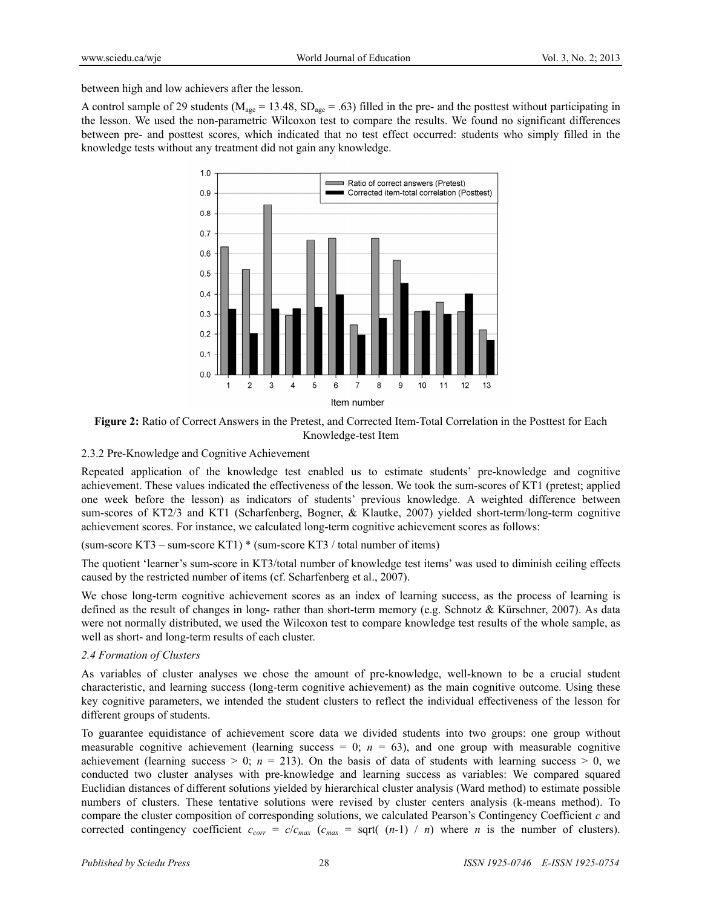between high and low achievers after the lesson.

A control sample of 29 students ($M_{age} = 13.48$, $SD_{age} = .63$) filled in the pre- and the posttest without participating in the lesson. We used the non-parametric Wilcoxon test to compare the results. We found no significant differences between pre- and posttest scores, which indicated that no test effect occurred: students who simply filled in the knowledge tests without any treatment did not gain any knowledge.

**Figure 2:** Ratio of Correct Answers in the Pretest, and Corrected Item-Total Correlation in the Posttest for Each Knowledge-test Item

2.3.2 Pre-Knowledge and Cognitive Achievement

Repeated application of the knowledge test enabled us to estimate students' pre-knowledge and cognitive achievement. These values indicated the effectiveness of the lesson. We took the sum-scores of KT1 (pretest; applied one week before the lesson) as indicators of students' previous knowledge. A weighted difference between sum-scores of KT2/3 and KT1 (Scharfenberg, Bogner, & Klautke, 2007) yielded short-term/long-term cognitive achievement scores. For instance, we calculated long-term cognitive achievement scores as follows:

(sum-score KT3 – sum-score KT1) * (sum-score KT3 / total number of items)

The quotient 'learner's sum-score in KT3/total number of knowledge test items' was used to diminish ceiling effects caused by the restricted number of items (cf. Scharfenberg et al., 2007).

We chose long-term cognitive achievement scores as an index of learning success, as the process of learning is defined as the result of changes in long- rather than short-term memory (e.g. Schnotz & Kürschner, 2007). As data were not normally distributed, we used the Wilcoxon test to compare knowledge test results of the whole sample, as well as short- and long-term results of each cluster.

*2.4 Formation of Clusters*

As variables of cluster analyses we chose the amount of pre-knowledge, well-known to be a crucial student characteristic, and learning success (long-term cognitive achievement) as the main cognitive outcome. Using these key cognitive parameters, we intended the student clusters to reflect the individual effectiveness of the lesson for different groups of students.

To guarantee equidistance of achievement score data we divided students into two groups: one group without measurable cognitive achievement (learning success = 0; $n$ = 63), and one group with measurable cognitive achievement (learning success > 0; $n$ = 213). On the basis of data of students with learning success > 0, we conducted two cluster analyses with pre-knowledge and learning success as variables: We compared squared Euclidian distances of different solutions yielded by hierarchical cluster analysis (Ward method) to estimate possible numbers of clusters. These tentative solutions were revised by cluster centers analysis (k-means method). To compare the cluster composition of corresponding solutions, we calculated Pearson's Contingency Coefficient $c$ and corrected contingency coefficient $c_{corr} = c/c_{max}$ ($c_{max} = \text{sqrt}((n\text{-}1) / n)$ where $n$ is the number of clusters).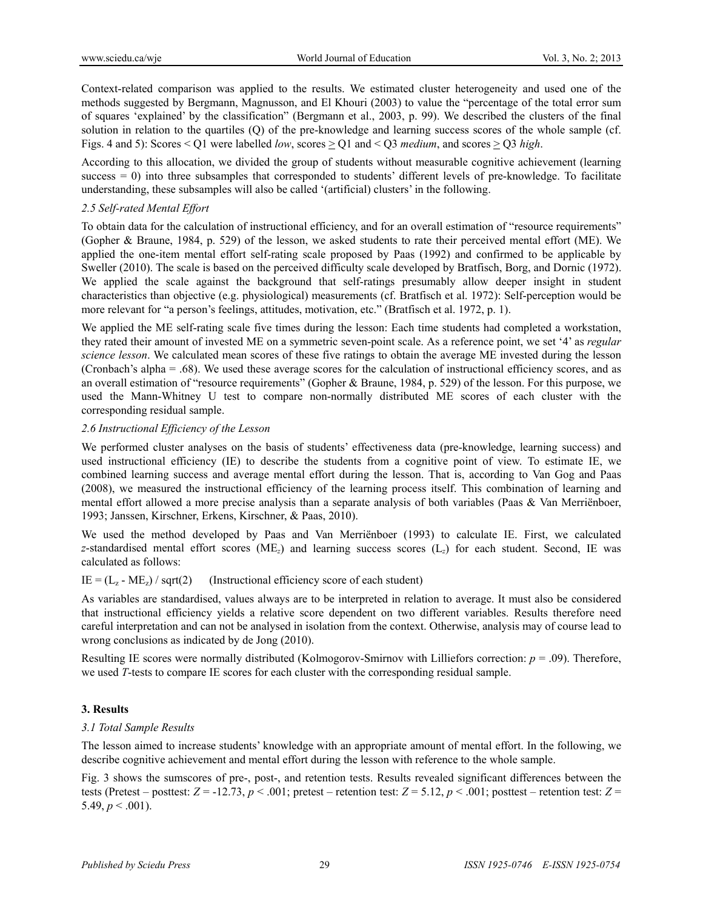Context-related comparison was applied to the results. We estimated cluster heterogeneity and used one of the methods suggested by Bergmann, Magnusson, and El Khouri (2003) to value the "percentage of the total error sum of squares 'explained' by the classification" (Bergmann et al., 2003, p. 99). We described the clusters of the final solution in relation to the quartiles (Q) of the pre-knowledge and learning success scores of the whole sample (cf. Figs. 4 and 5): Scores < Q1 were labelled *low*, scores $\geq$ Q1 and < Q3 *medium*, and scores $\geq$ Q3 *high*.

According to this allocation, we divided the group of students without measurable cognitive achievement (learning success = 0) into three subsamples that corresponded to students' different levels of pre-knowledge. To facilitate understanding, these subsamples will also be called '(artificial) clusters' in the following.

### *2.5 Self-rated Mental Effort*

To obtain data for the calculation of instructional efficiency, and for an overall estimation of "resource requirements" (Gopher & Braune, 1984, p. 529) of the lesson, we asked students to rate their perceived mental effort (ME). We applied the one-item mental effort self-rating scale proposed by Paas (1992) and confirmed to be applicable by Sweller (2010). The scale is based on the perceived difficulty scale developed by Bratfisch, Borg, and Dornic (1972). We applied the scale against the background that self-ratings presumably allow deeper insight in student characteristics than objective (e.g. physiological) measurements (cf. Bratfisch et al. 1972): Self-perception would be more relevant for "a person's feelings, attitudes, motivation, etc." (Bratfisch et al. 1972, p. 1).

We applied the ME self-rating scale five times during the lesson: Each time students had completed a workstation, they rated their amount of invested ME on a symmetric seven-point scale. As a reference point, we set '4' as *regular science lesson*. We calculated mean scores of these five ratings to obtain the average ME invested during the lesson (Cronbach's alpha = .68). We used these average scores for the calculation of instructional efficiency scores, and as an overall estimation of "resource requirements" (Gopher & Braune, 1984, p. 529) of the lesson. For this purpose, we used the Mann-Whitney U test to compare non-normally distributed ME scores of each cluster with the corresponding residual sample.

### *2.6 Instructional Efficiency of the Lesson*

We performed cluster analyses on the basis of students' effectiveness data (pre-knowledge, learning success) and used instructional efficiency (IE) to describe the students from a cognitive point of view. To estimate IE, we combined learning success and average mental effort during the lesson. That is, according to Van Gog and Paas (2008), we measured the instructional efficiency of the learning process itself. This combination of learning and mental effort allowed a more precise analysis than a separate analysis of both variables (Paas & Van Merriënboer, 1993; Janssen, Kirschner, Erkens, Kirschner, & Paas, 2010).

We used the method developed by Paas and Van Merriënboer (1993) to calculate IE. First, we calculated *z*-standardised mental effort scores ($ME_z$) and learning success scores ($L_z$) for each student. Second, IE was calculated as follows:

$IE = (L_z - ME_z) / \text{sqrt}(2)$ (Instructional efficiency score of each student)

As variables are standardised, values always are to be interpreted in relation to average. It must also be considered that instructional efficiency yields a relative score dependent on two different variables. Results therefore need careful interpretation and can not be analysed in isolation from the context. Otherwise, analysis may of course lead to wrong conclusions as indicated by de Jong (2010).

Resulting IE scores were normally distributed (Kolmogorov-Smirnov with Lilliefors correction: $p = .09$). Therefore, we used *T*-tests to compare IE scores for each cluster with the corresponding residual sample.

## 3. Results

### *3.1 Total Sample Results*

The lesson aimed to increase students' knowledge with an appropriate amount of mental effort. In the following, we describe cognitive achievement and mental effort during the lesson with reference to the whole sample.

Fig. 3 shows the sumscores of pre-, post-, and retention tests. Results revealed significant differences between the tests (Pretest – posttest: $Z = -12.73$, $p < .001$; pretest – retention test: $Z = 5.12$, $p < .001$; posttest – retention test: $Z = 5.49$, $p < .001$).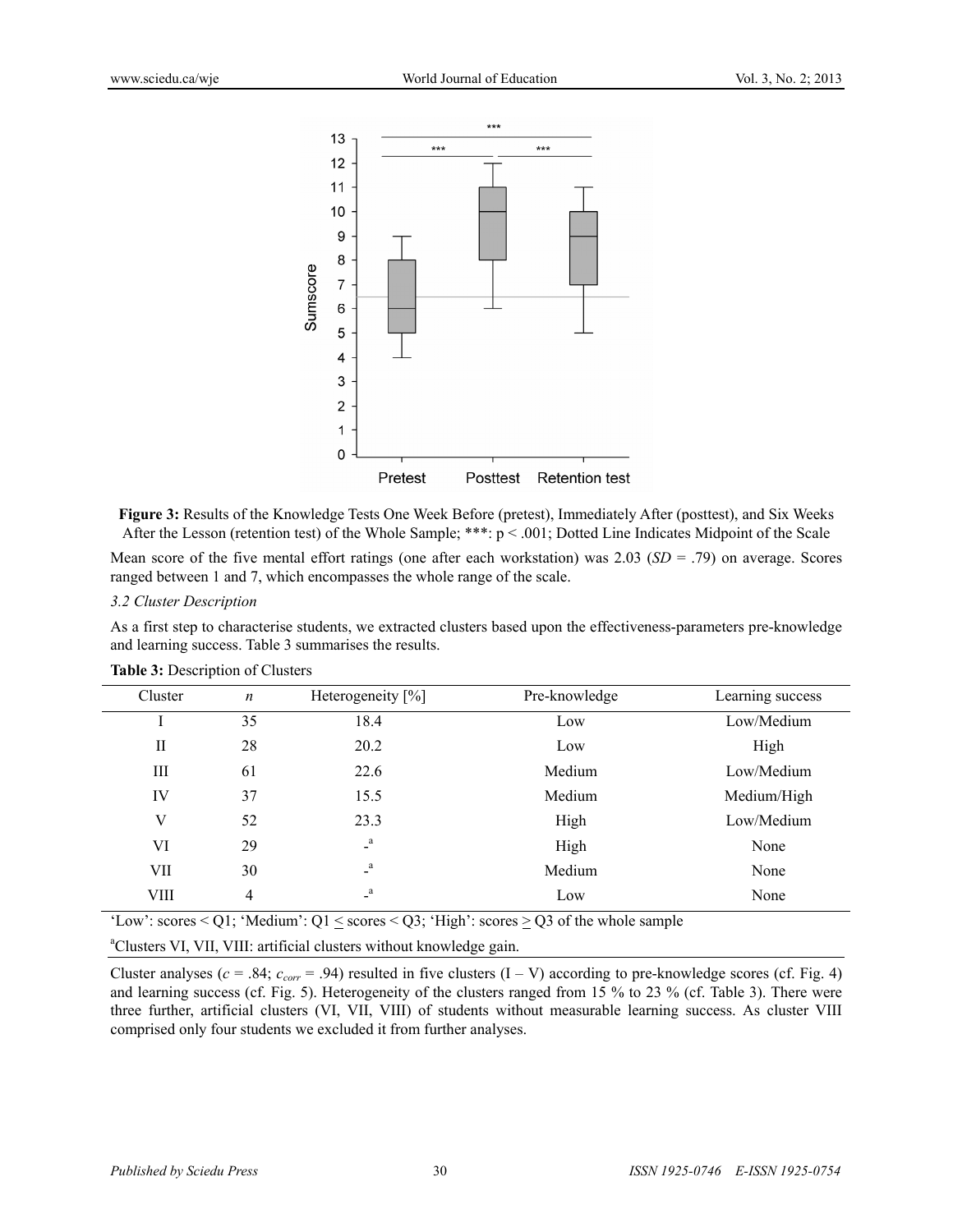**Figure 3:** Results of the Knowledge Tests One Week Before (pretest), Immediately After (posttest), and Six Weeks After the Lesson (retention test) of the Whole Sample; ***: $p < .001$; Dotted Line Indicates Midpoint of the Scale

Mean score of the five mental effort ratings (one after each workstation) was 2.03 (*SD* = .79) on average. Scores ranged between 1 and 7, which encompasses the whole range of the scale.

### *3.2 Cluster Description*

As a first step to characterise students, we extracted clusters based upon the effectiveness-parameters pre-knowledge and learning success. Table 3 summarises the results.

**Table 3:** Description of Clusters

| Cluster | *n* | Heterogeneity [%] | Pre-knowledge | Learning success |
|---|---|---|---|---|
| I | 35 | 18.4 | Low | Low/Medium |
| II | 28 | 20.2 | Low | High |
| III | 61 | 22.6 | Medium | Low/Medium |
| IV | 37 | 15.5 | Medium | Medium/High |
| V | 52 | 23.3 | High | Low/Medium |
| VI | 29 | -[a] | High | None |
| VII | 30 | -[a] | Medium | None |
| VIII | 4 | -[a] | Low | None |

'Low': scores < Q1; 'Medium': Q1 ≤ scores < Q3; 'High': scores ≥ Q3 of the whole sample

[a]Clusters VI, VII, VIII: artificial clusters without knowledge gain.

Cluster analyses ($c = .84$; $c_{corr} = .94$) resulted in five clusters (I – V) according to pre-knowledge scores (cf. Fig. 4) and learning success (cf. Fig. 5). Heterogeneity of the clusters ranged from 15 % to 23 % (cf. Table 3). There were three further, artificial clusters (VI, VII, VIII) of students without measurable learning success. As cluster VIII comprised only four students we excluded it from further analyses.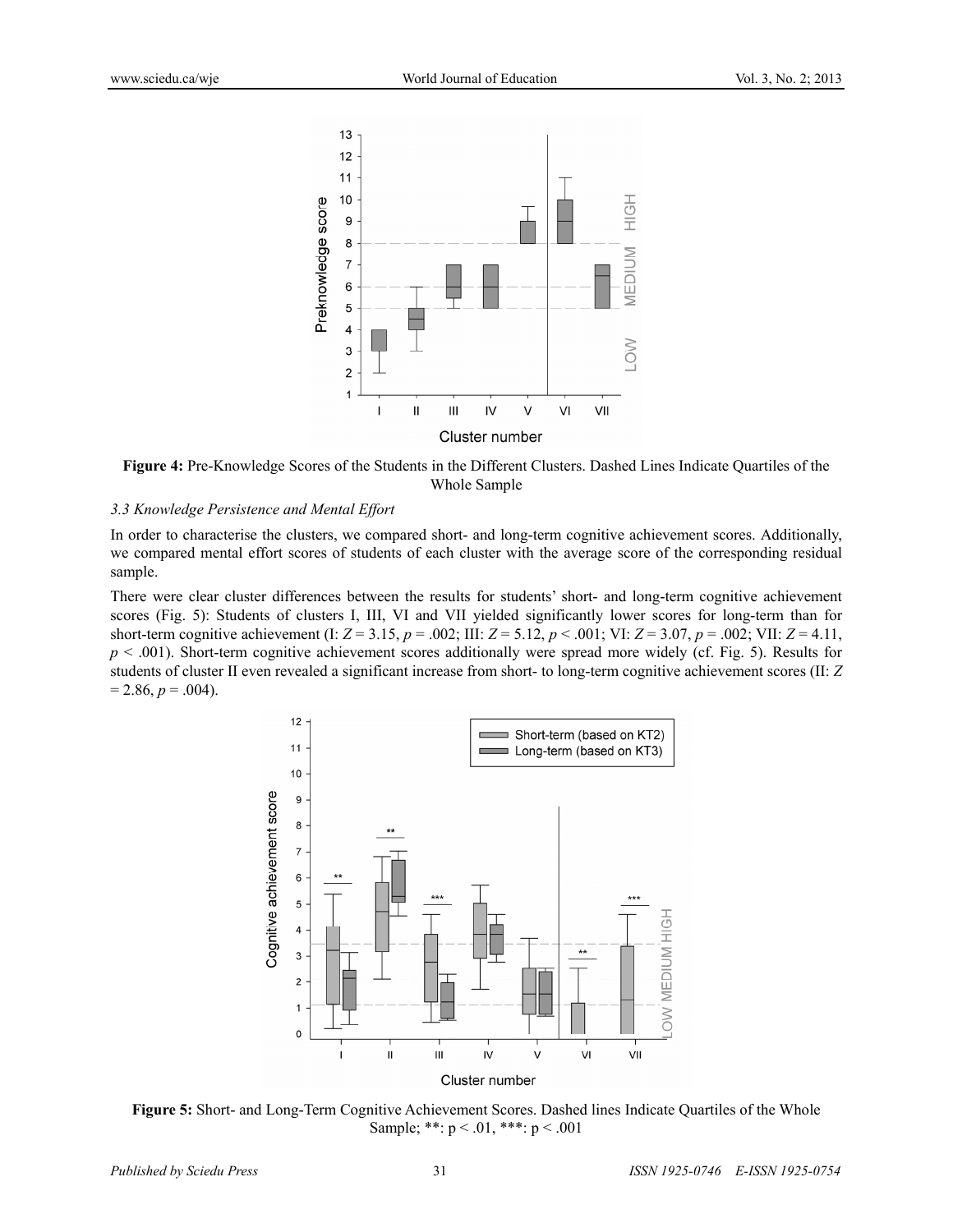**Figure 4:** Pre-Knowledge Scores of the Students in the Different Clusters. Dashed Lines Indicate Quartiles of the Whole Sample

*3.3 Knowledge Persistence and Mental Effort*

In order to characterise the clusters, we compared short- and long-term cognitive achievement scores. Additionally, we compared mental effort scores of students of each cluster with the average score of the corresponding residual sample.

There were clear cluster differences between the results for students' short- and long-term cognitive achievement scores (Fig. 5): Students of clusters I, III, VI and VII yielded significantly lower scores for long-term than for short-term cognitive achievement (I: $Z = 3.15$, $p = .002$; III: $Z = 5.12$, $p < .001$; VI: $Z = 3.07$, $p = .002$; VII: $Z = 4.11$, $p < .001$). Short-term cognitive achievement scores additionally were spread more widely (cf. Fig. 5). Results for students of cluster II even revealed a significant increase from short- to long-term cognitive achievement scores (II: $Z = 2.86$, $p = .004$).

**Figure 5:** Short- and Long-Term Cognitive Achievement Scores. Dashed lines Indicate Quartiles of the Whole Sample; **: $p < .01$, ***: $p < .001$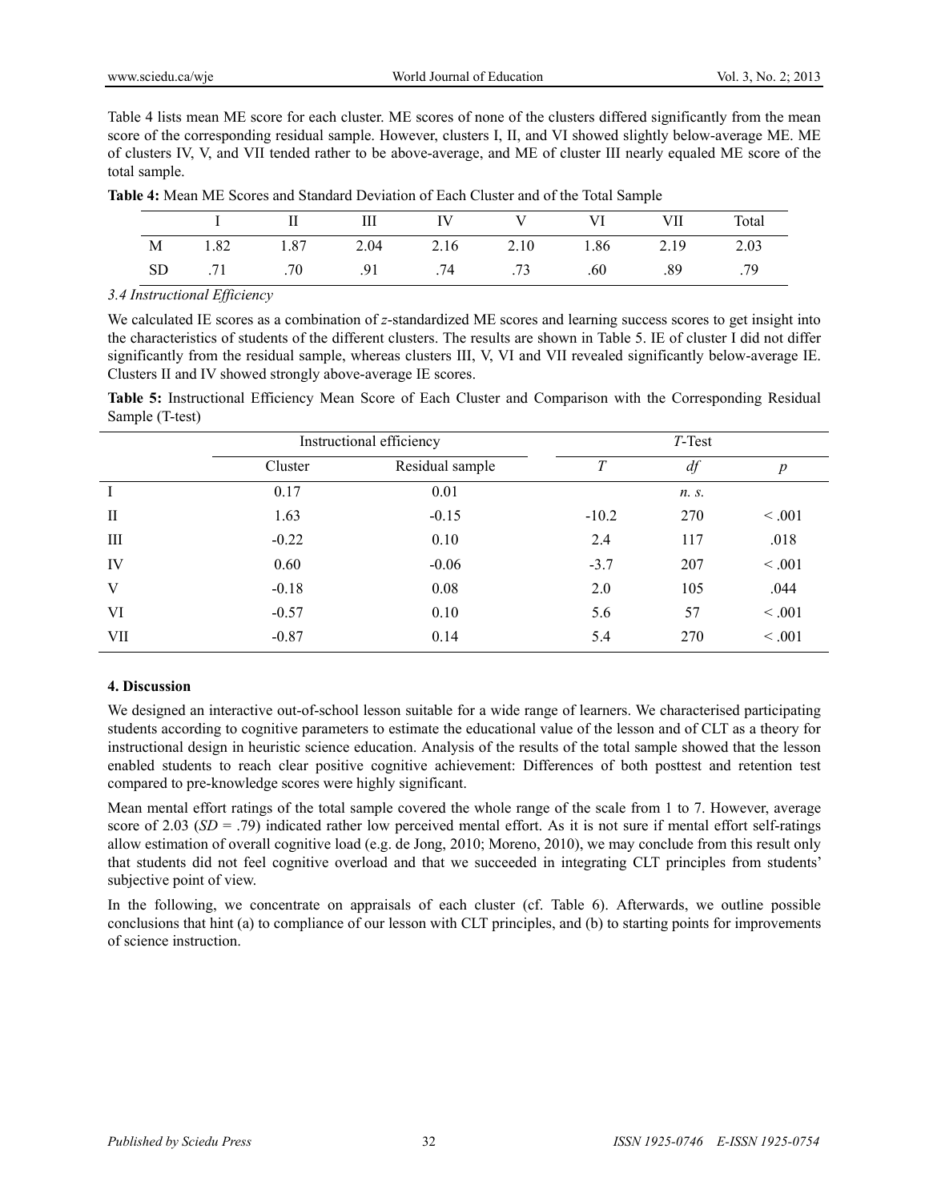Table 4 lists mean ME score for each cluster. ME scores of none of the clusters differed significantly from the mean score of the corresponding residual sample. However, clusters I, II, and VI showed slightly below-average ME. ME of clusters IV, V, and VII tended rather to be above-average, and ME of cluster III nearly equaled ME score of the total sample.

**Table 4:** Mean ME Scores and Standard Deviation of Each Cluster and of the Total Sample

| | I | II | III | IV | V | VI | VII | Total |
|---|---|---|---|---|---|---|---|---|
| M | 1.82 | 1.87 | 2.04 | 2.16 | 2.10 | 1.86 | 2.19 | 2.03 |
| SD | .71 | .70 | .91 | .74 | .73 | .60 | .89 | .79 |

### *3.4 Instructional Efficiency*

We calculated IE scores as a combination of *z*-standardized ME scores and learning success scores to get insight into the characteristics of students of the different clusters. The results are shown in Table 5. IE of cluster I did not differ significantly from the residual sample, whereas clusters III, V, VI and VII revealed significantly below-average IE. Clusters II and IV showed strongly above-average IE scores.

**Table 5:** Instructional Efficiency Mean Score of Each Cluster and Comparison with the Corresponding Residual Sample (T-test)

| | Instructional efficiency | | *T*-Test | | |
|---|---|---|---|---|---|
| | Cluster | Residual sample | *T* | *df* | *p* |
| I | 0.17 | 0.01 | | *n. s.* | |
| II | 1.63 | -0.15 | -10.2 | 270 | < .001 |
| III | -0.22 | 0.10 | 2.4 | 117 | .018 |
| IV | 0.60 | -0.06 | -3.7 | 207 | < .001 |
| V | -0.18 | 0.08 | 2.0 | 105 | .044 |
| VI | -0.57 | 0.10 | 5.6 | 57 | < .001 |
| VII | -0.87 | 0.14 | 5.4 | 270 | < .001 |

## **4. Discussion**

We designed an interactive out-of-school lesson suitable for a wide range of learners. We characterised participating students according to cognitive parameters to estimate the educational value of the lesson and of CLT as a theory for instructional design in heuristic science education. Analysis of the results of the total sample showed that the lesson enabled students to reach clear positive cognitive achievement: Differences of both posttest and retention test compared to pre-knowledge scores were highly significant.

Mean mental effort ratings of the total sample covered the whole range of the scale from 1 to 7. However, average score of 2.03 (*SD* = .79) indicated rather low perceived mental effort. As it is not sure if mental effort self-ratings allow estimation of overall cognitive load (e.g. de Jong, 2010; Moreno, 2010), we may conclude from this result only that students did not feel cognitive overload and that we succeeded in integrating CLT principles from students' subjective point of view.

In the following, we concentrate on appraisals of each cluster (cf. Table 6). Afterwards, we outline possible conclusions that hint (a) to compliance of our lesson with CLT principles, and (b) to starting points for improvements of science instruction.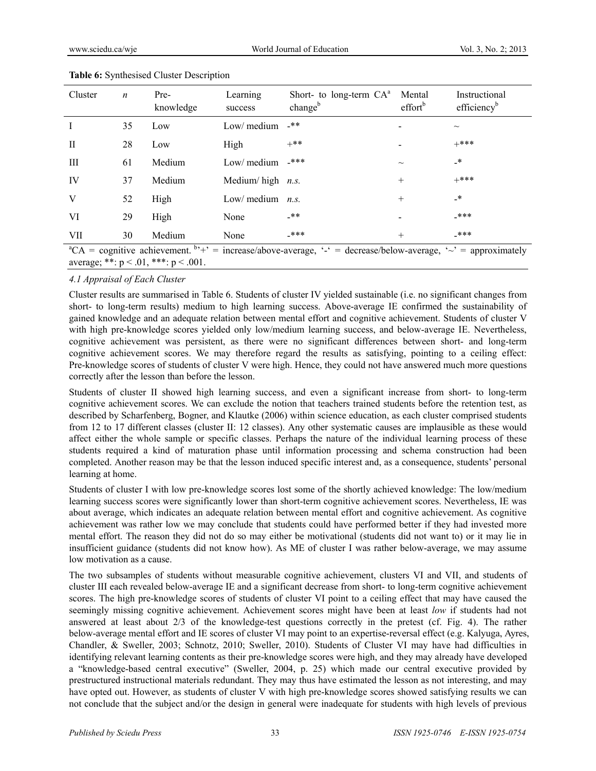**Table 6:** Synthesised Cluster Description

| Cluster | *n* | Pre-knowledge | Learning success | Short- to long-term CA[a] change[b] | Mental effort[b] | Instructional efficiency[b] |
|---|---|---|---|---|---|---|
| I | 35 | Low | Low/ medium | -** | - | ~ |
| II | 28 | Low | High | +** | - | +*** |
| III | 61 | Medium | Low/ medium | -*** | ~ | -* |
| IV | 37 | Medium | Medium/ high | *n.s.* | + | +*** |
| V | 52 | High | Low/ medium | *n.s.* | + | -* |
| VI | 29 | High | None | -** | - | -*** |
| VII | 30 | Medium | None | -*** | + | -*** |

[a]CA = cognitive achievement. [b]'+' = increase/above-average, '-' = decrease/below-average, '~' = approximately average; **: $p < .01$, ***: $p < .001$.

### *4.1 Appraisal of Each Cluster*

Cluster results are summarised in Table 6. Students of cluster IV yielded sustainable (i.e. no significant changes from short- to long-term results) medium to high learning success. Above-average IE confirmed the sustainability of gained knowledge and an adequate relation between mental effort and cognitive achievement. Students of cluster V with high pre-knowledge scores yielded only low/medium learning success, and below-average IE. Nevertheless, cognitive achievement was persistent, as there were no significant differences between short- and long-term cognitive achievement scores. We may therefore regard the results as satisfying, pointing to a ceiling effect: Pre-knowledge scores of students of cluster V were high. Hence, they could not have answered much more questions correctly after the lesson than before the lesson.

Students of cluster II showed high learning success, and even a significant increase from short- to long-term cognitive achievement scores. We can exclude the notion that teachers trained students before the retention test, as described by Scharfenberg, Bogner, and Klautke (2006) within science education, as each cluster comprised students from 12 to 17 different classes (cluster II: 12 classes). Any other systematic causes are implausible as these would affect either the whole sample or specific classes. Perhaps the nature of the individual learning process of these students required a kind of maturation phase until information processing and schema construction had been completed. Another reason may be that the lesson induced specific interest and, as a consequence, students' personal learning at home.

Students of cluster I with low pre-knowledge scores lost some of the shortly achieved knowledge: The low/medium learning success scores were significantly lower than short-term cognitive achievement scores. Nevertheless, IE was about average, which indicates an adequate relation between mental effort and cognitive achievement. As cognitive achievement was rather low we may conclude that students could have performed better if they had invested more mental effort. The reason they did not do so may either be motivational (students did not want to) or it may lie in insufficient guidance (students did not know how). As ME of cluster I was rather below-average, we may assume low motivation as a cause.

The two subsamples of students without measurable cognitive achievement, clusters VI and VII, and students of cluster III each revealed below-average IE and a significant decrease from short- to long-term cognitive achievement scores. The high pre-knowledge scores of students of cluster VI point to a ceiling effect that may have caused the seemingly missing cognitive achievement. Achievement scores might have been at least *low* if students had not answered at least about 2/3 of the knowledge-test questions correctly in the pretest (cf. Fig. 4). The rather below-average mental effort and IE scores of cluster VI may point to an expertise-reversal effect (e.g. Kalyuga, Ayres, Chandler, & Sweller, 2003; Schnotz, 2010; Sweller, 2010). Students of Cluster VI may have had difficulties in identifying relevant learning contents as their pre-knowledge scores were high, and they may already have developed a "knowledge-based central executive" (Sweller, 2004, p. 25) which made our central executive provided by prestructured instructional materials redundant. They may thus have estimated the lesson as not interesting, and may have opted out. However, as students of cluster V with high pre-knowledge scores showed satisfying results we can not conclude that the subject and/or the design in general were inadequate for students with high levels of previous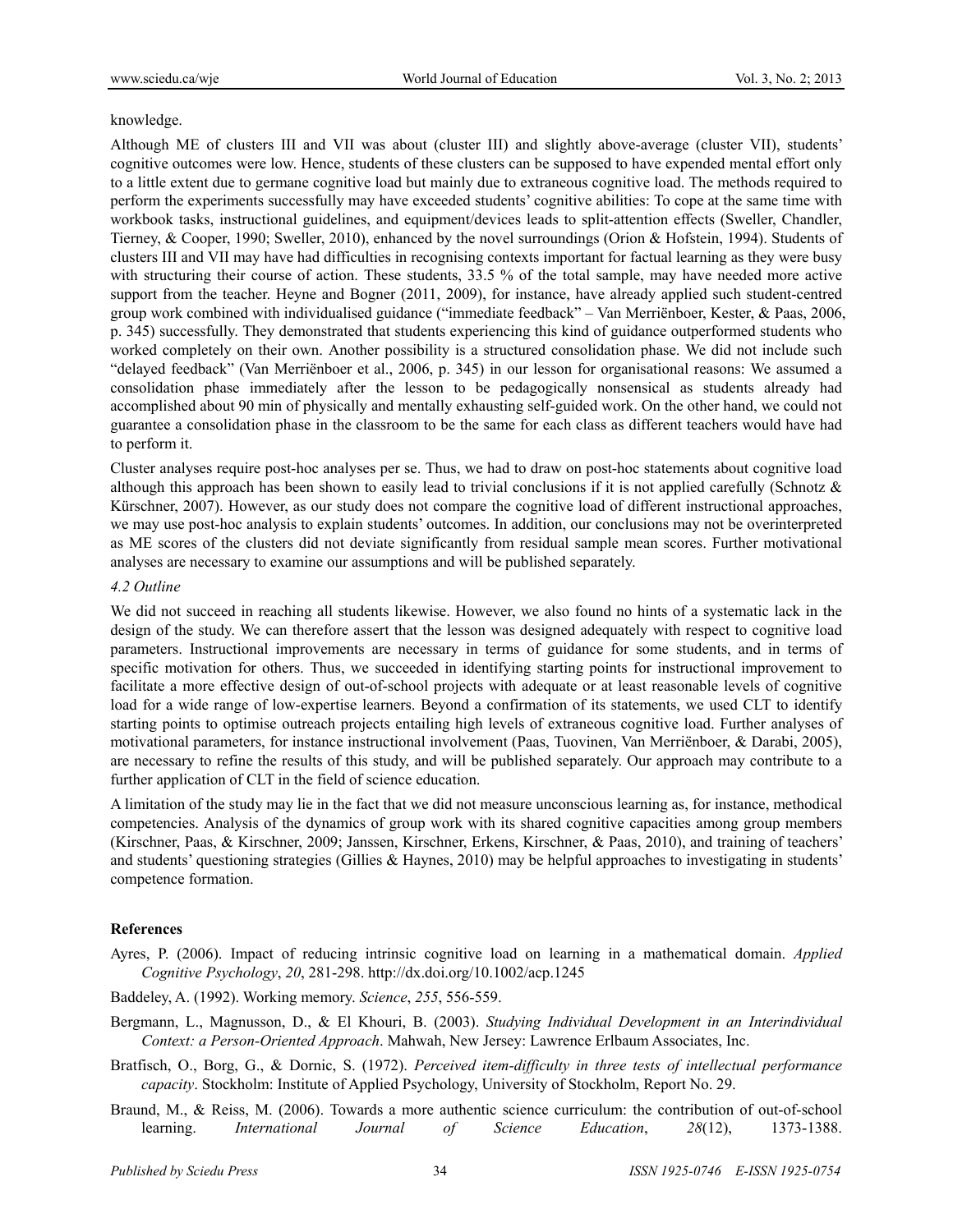knowledge.

Although ME of clusters III and VII was about (cluster III) and slightly above-average (cluster VII), students' cognitive outcomes were low. Hence, students of these clusters can be supposed to have expended mental effort only to a little extent due to germane cognitive load but mainly due to extraneous cognitive load. The methods required to perform the experiments successfully may have exceeded students' cognitive abilities: To cope at the same time with workbook tasks, instructional guidelines, and equipment/devices leads to split-attention effects (Sweller, Chandler, Tierney, & Cooper, 1990; Sweller, 2010), enhanced by the novel surroundings (Orion & Hofstein, 1994). Students of clusters III and VII may have had difficulties in recognising contexts important for factual learning as they were busy with structuring their course of action. These students, 33.5 % of the total sample, may have needed more active support from the teacher. Heyne and Bogner (2011, 2009), for instance, have already applied such student-centred group work combined with individualised guidance ("immediate feedback" – Van Merriënboer, Kester, & Paas, 2006, p. 345) successfully. They demonstrated that students experiencing this kind of guidance outperformed students who worked completely on their own. Another possibility is a structured consolidation phase. We did not include such "delayed feedback" (Van Merriënboer et al., 2006, p. 345) in our lesson for organisational reasons: We assumed a consolidation phase immediately after the lesson to be pedagogically nonsensical as students already had accomplished about 90 min of physically and mentally exhausting self-guided work. On the other hand, we could not guarantee a consolidation phase in the classroom to be the same for each class as different teachers would have had to perform it.

Cluster analyses require post-hoc analyses per se. Thus, we had to draw on post-hoc statements about cognitive load although this approach has been shown to easily lead to trivial conclusions if it is not applied carefully (Schnotz & Kürschner, 2007). However, as our study does not compare the cognitive load of different instructional approaches, we may use post-hoc analysis to explain students' outcomes. In addition, our conclusions may not be overinterpreted as ME scores of the clusters did not deviate significantly from residual sample mean scores. Further motivational analyses are necessary to examine our assumptions and will be published separately.

### *4.2 Outline*

We did not succeed in reaching all students likewise. However, we also found no hints of a systematic lack in the design of the study. We can therefore assert that the lesson was designed adequately with respect to cognitive load parameters. Instructional improvements are necessary in terms of guidance for some students, and in terms of specific motivation for others. Thus, we succeeded in identifying starting points for instructional improvement to facilitate a more effective design of out-of-school projects with adequate or at least reasonable levels of cognitive load for a wide range of low-expertise learners. Beyond a confirmation of its statements, we used CLT to identify starting points to optimise outreach projects entailing high levels of extraneous cognitive load. Further analyses of motivational parameters, for instance instructional involvement (Paas, Tuovinen, Van Merriënboer, & Darabi, 2005), are necessary to refine the results of this study, and will be published separately. Our approach may contribute to a further application of CLT in the field of science education.

A limitation of the study may lie in the fact that we did not measure unconscious learning as, for instance, methodical competencies. Analysis of the dynamics of group work with its shared cognitive capacities among group members (Kirschner, Paas, & Kirschner, 2009; Janssen, Kirschner, Erkens, Kirschner, & Paas, 2010), and training of teachers' and students' questioning strategies (Gillies & Haynes, 2010) may be helpful approaches to investigating in students' competence formation.

## References

Ayres, P. (2006). Impact of reducing intrinsic cognitive load on learning in a mathematical domain. *Applied Cognitive Psychology*, *20*, 281-298. http://dx.doi.org/10.1002/acp.1245

Baddeley, A. (1992). Working memory. *Science*, *255*, 556-559.

Bergmann, L., Magnusson, D., & El Khouri, B. (2003). *Studying Individual Development in an Interindividual Context: a Person-Oriented Approach*. Mahwah, New Jersey: Lawrence Erlbaum Associates, Inc.

Bratfisch, O., Borg, G., & Dornic, S. (1972). *Perceived item-difficulty in three tests of intellectual performance capacity*. Stockholm: Institute of Applied Psychology, University of Stockholm, Report No. 29.

Braund, M., & Reiss, M. (2006). Towards a more authentic science curriculum: the contribution of out-of-school learning. *International Journal of Science Education*, *28*(12), 1373-1388.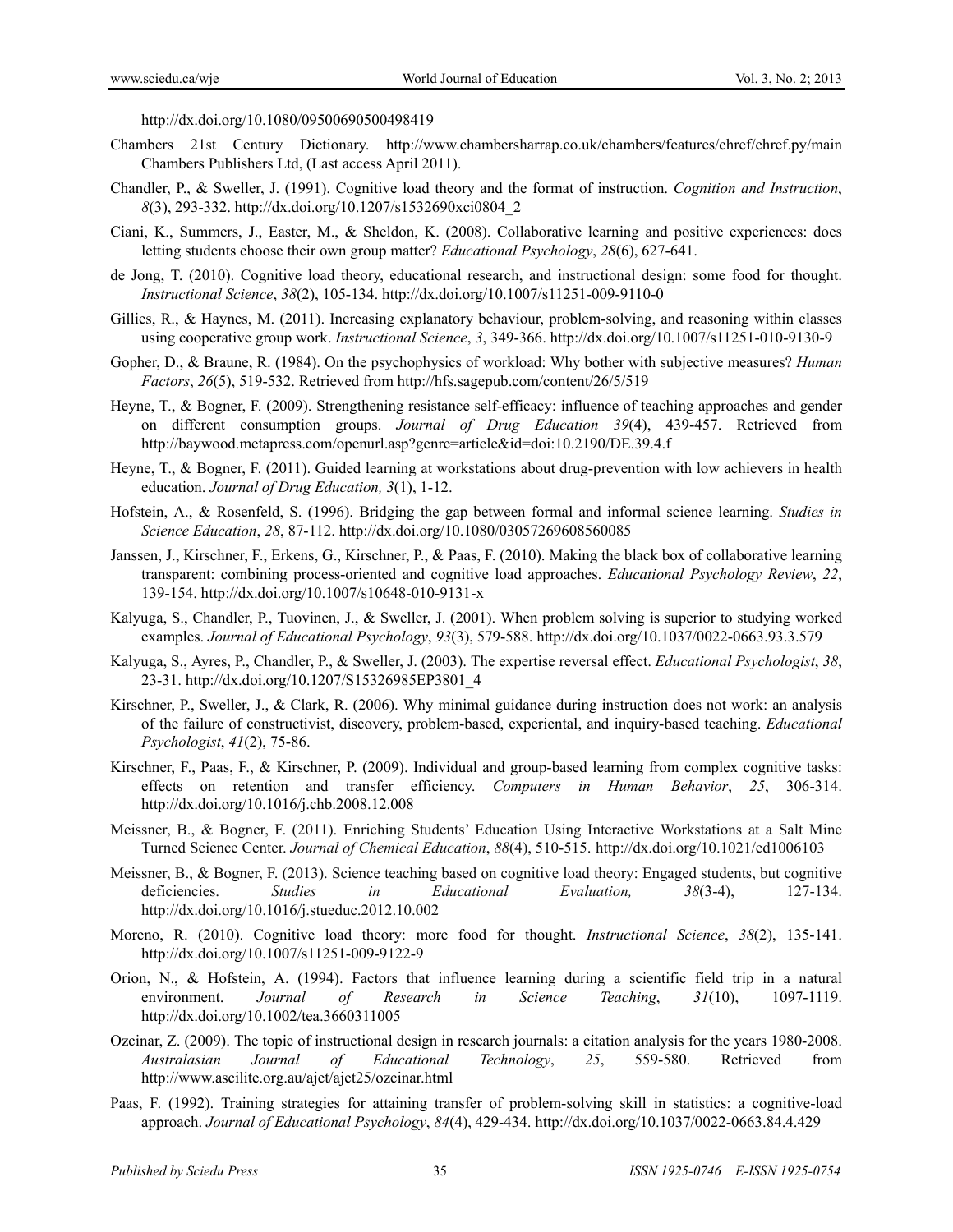http://dx.doi.org/10.1080/09500690500498419

Chambers 21st Century Dictionary. http://www.chambersharrap.co.uk/chambers/features/chref/chref.py/main Chambers Publishers Ltd, (Last access April 2011).

Chandler, P., & Sweller, J. (1991). Cognitive load theory and the format of instruction. *Cognition and Instruction*, *8*(3), 293-332. http://dx.doi.org/10.1207/s1532690xci0804_2

Ciani, K., Summers, J., Easter, M., & Sheldon, K. (2008). Collaborative learning and positive experiences: does letting students choose their own group matter? *Educational Psychology*, *28*(6), 627-641.

de Jong, T. (2010). Cognitive load theory, educational research, and instructional design: some food for thought. *Instructional Science*, *38*(2), 105-134. http://dx.doi.org/10.1007/s11251-009-9110-0

Gillies, R., & Haynes, M. (2011). Increasing explanatory behaviour, problem-solving, and reasoning within classes using cooperative group work. *Instructional Science*, *3*, 349-366. http://dx.doi.org/10.1007/s11251-010-9130-9

Gopher, D., & Braune, R. (1984). On the psychophysics of workload: Why bother with subjective measures? *Human Factors*, *26*(5), 519-532. Retrieved from http://hfs.sagepub.com/content/26/5/519

Heyne, T., & Bogner, F. (2009). Strengthening resistance self-efficacy: influence of teaching approaches and gender on different consumption groups. *Journal of Drug Education 39*(4), 439-457. Retrieved from http://baywood.metapress.com/openurl.asp?genre=article&id=doi:10.2190/DE.39.4.f

Heyne, T., & Bogner, F. (2011). Guided learning at workstations about drug-prevention with low achievers in health education. *Journal of Drug Education, 3*(1), 1-12.

Hofstein, A., & Rosenfeld, S. (1996). Bridging the gap between formal and informal science learning. *Studies in Science Education*, *28*, 87-112. http://dx.doi.org/10.1080/03057269608560085

Janssen, J., Kirschner, F., Erkens, G., Kirschner, P., & Paas, F. (2010). Making the black box of collaborative learning transparent: combining process-oriented and cognitive load approaches. *Educational Psychology Review*, *22*, 139-154. http://dx.doi.org/10.1007/s10648-010-9131-x

Kalyuga, S., Chandler, P., Tuovinen, J., & Sweller, J. (2001). When problem solving is superior to studying worked examples. *Journal of Educational Psychology*, *93*(3), 579-588. http://dx.doi.org/10.1037/0022-0663.93.3.579

Kalyuga, S., Ayres, P., Chandler, P., & Sweller, J. (2003). The expertise reversal effect. *Educational Psychologist*, *38*, 23-31. http://dx.doi.org/10.1207/S15326985EP3801_4

Kirschner, P., Sweller, J., & Clark, R. (2006). Why minimal guidance during instruction does not work: an analysis of the failure of constructivist, discovery, problem-based, experiental, and inquiry-based teaching. *Educational Psychologist*, *41*(2), 75-86.

Kirschner, F., Paas, F., & Kirschner, P. (2009). Individual and group-based learning from complex cognitive tasks: effects on retention and transfer efficiency. *Computers in Human Behavior*, *25*, 306-314. http://dx.doi.org/10.1016/j.chb.2008.12.008

Meissner, B., & Bogner, F. (2011). Enriching Students' Education Using Interactive Workstations at a Salt Mine Turned Science Center. *Journal of Chemical Education*, *88*(4), 510-515. http://dx.doi.org/10.1021/ed1006103

Meissner, B., & Bogner, F. (2013). Science teaching based on cognitive load theory: Engaged students, but cognitive deficiencies. *Studies in Educational Evaluation, 38*(3-4), 127-134. http://dx.doi.org/10.1016/j.stueduc.2012.10.002

Moreno, R. (2010). Cognitive load theory: more food for thought. *Instructional Science*, *38*(2), 135-141. http://dx.doi.org/10.1007/s11251-009-9122-9

Orion, N., & Hofstein, A. (1994). Factors that influence learning during a scientific field trip in a natural environment. *Journal of Research in Science Teaching*, *31*(10), 1097-1119. http://dx.doi.org/10.1002/tea.3660311005

Ozcinar, Z. (2009). The topic of instructional design in research journals: a citation analysis for the years 1980-2008. *Australasian Journal of Educational Technology*, *25*, 559-580. Retrieved from http://www.ascilite.org.au/ajet/ajet25/ozcinar.html

Paas, F. (1992). Training strategies for attaining transfer of problem-solving skill in statistics: a cognitive-load approach. *Journal of Educational Psychology*, *84*(4), 429-434. http://dx.doi.org/10.1037/0022-0663.84.4.429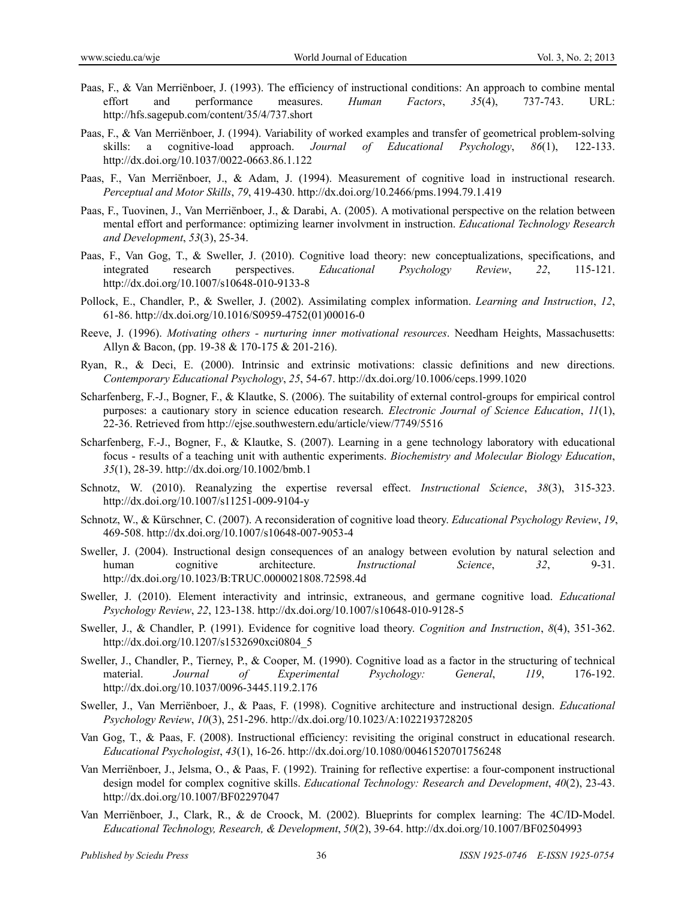Paas, F., & Van Merriënboer, J. (1993). The efficiency of instructional conditions: An approach to combine mental effort and performance measures. *Human Factors*, *35*(4), 737-743. URL: http://hfs.sagepub.com/content/35/4/737.short

Paas, F., & Van Merriënboer, J. (1994). Variability of worked examples and transfer of geometrical problem-solving skills: a cognitive-load approach. *Journal of Educational Psychology*, *86*(1), 122-133. http://dx.doi.org/10.1037/0022-0663.86.1.122

Paas, F., Van Merriënboer, J., & Adam, J. (1994). Measurement of cognitive load in instructional research. *Perceptual and Motor Skills*, *79*, 419-430. http://dx.doi.org/10.2466/pms.1994.79.1.419

Paas, F., Tuovinen, J., Van Merriënboer, J., & Darabi, A. (2005). A motivational perspective on the relation between mental effort and performance: optimizing learner involvment in instruction. *Educational Technology Research and Development*, *53*(3), 25-34.

Paas, F., Van Gog, T., & Sweller, J. (2010). Cognitive load theory: new conceptualizations, specifications, and integrated research perspectives. *Educational Psychology Review*, *22*, 115-121. http://dx.doi.org/10.1007/s10648-010-9133-8

Pollock, E., Chandler, P., & Sweller, J. (2002). Assimilating complex information. *Learning and Instruction*, *12*, 61-86. http://dx.doi.org/10.1016/S0959-4752(01)00016-0

Reeve, J. (1996). *Motivating others - nurturing inner motivational resources*. Needham Heights, Massachusetts: Allyn & Bacon, (pp. 19-38 & 170-175 & 201-216).

Ryan, R., & Deci, E. (2000). Intrinsic and extrinsic motivations: classic definitions and new directions. *Contemporary Educational Psychology*, *25*, 54-67. http://dx.doi.org/10.1006/ceps.1999.1020

Scharfenberg, F.-J., Bogner, F., & Klautke, S. (2006). The suitability of external control-groups for empirical control purposes: a cautionary story in science education research. *Electronic Journal of Science Education*, *11*(1), 22-36. Retrieved from http://ejse.southwestern.edu/article/view/7749/5516

Scharfenberg, F.-J., Bogner, F., & Klautke, S. (2007). Learning in a gene technology laboratory with educational focus - results of a teaching unit with authentic experiments. *Biochemistry and Molecular Biology Education*, *35*(1), 28-39. http://dx.doi.org/10.1002/bmb.1

Schnotz, W. (2010). Reanalyzing the expertise reversal effect. *Instructional Science*, *38*(3), 315-323. http://dx.doi.org/10.1007/s11251-009-9104-y

Schnotz, W., & Kürschner, C. (2007). A reconsideration of cognitive load theory. *Educational Psychology Review*, *19*, 469-508. http://dx.doi.org/10.1007/s10648-007-9053-4

Sweller, J. (2004). Instructional design consequences of an analogy between evolution by natural selection and human cognitive architecture. *Instructional Science*, *32*, 9-31. http://dx.doi.org/10.1023/B:TRUC.0000021808.72598.4d

Sweller, J. (2010). Element interactivity and intrinsic, extraneous, and germane cognitive load. *Educational Psychology Review*, *22*, 123-138. http://dx.doi.org/10.1007/s10648-010-9128-5

Sweller, J., & Chandler, P. (1991). Evidence for cognitive load theory. *Cognition and Instruction*, *8*(4), 351-362. http://dx.doi.org/10.1207/s1532690xci0804_5

Sweller, J., Chandler, P., Tierney, P., & Cooper, M. (1990). Cognitive load as a factor in the structuring of technical material. *Journal of Experimental Psychology: General*, *119*, 176-192. http://dx.doi.org/10.1037/0096-3445.119.2.176

Sweller, J., Van Merriënboer, J., & Paas, F. (1998). Cognitive architecture and instructional design. *Educational Psychology Review*, *10*(3), 251-296. http://dx.doi.org/10.1023/A:1022193728205

Van Gog, T., & Paas, F. (2008). Instructional efficiency: revisiting the original construct in educational research. *Educational Psychologist*, *43*(1), 16-26. http://dx.doi.org/10.1080/00461520701756248

Van Merriënboer, J., Jelsma, O., & Paas, F. (1992). Training for reflective expertise: a four-component instructional design model for complex cognitive skills. *Educational Technology: Research and Development*, *40*(2), 23-43. http://dx.doi.org/10.1007/BF02297047

Van Merriënboer, J., Clark, R., & de Croock, M. (2002). Blueprints for complex learning: The 4C/ID-Model. *Educational Technology, Research, & Development*, *50*(2), 39-64. http://dx.doi.org/10.1007/BF02504993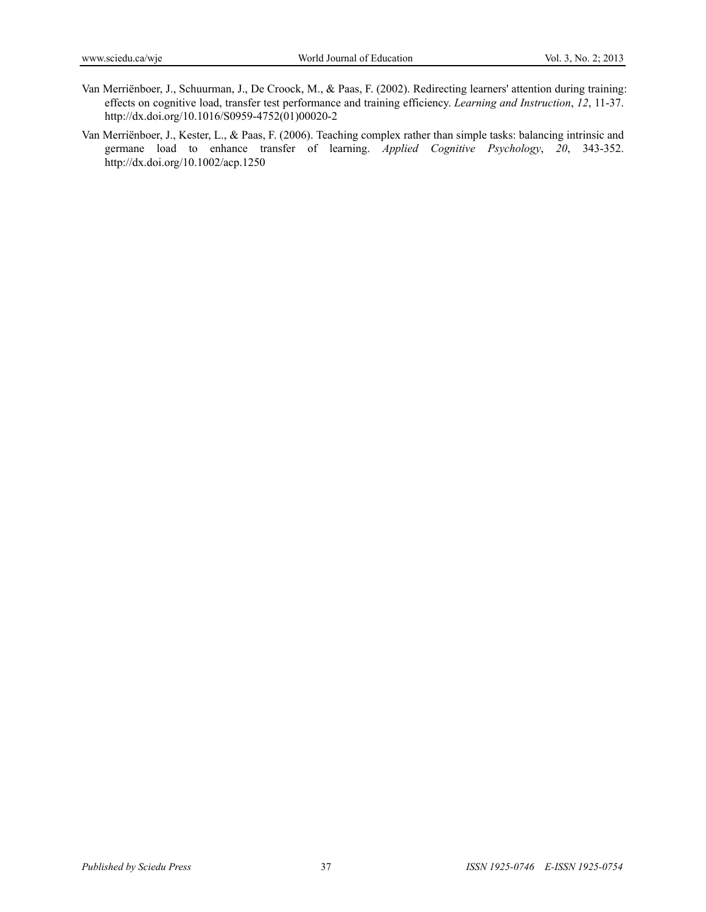Van Merriënboer, J., Schuurman, J., De Croock, M., & Paas, F. (2002). Redirecting learners' attention during training: effects on cognitive load, transfer test performance and training efficiency. *Learning and Instruction*, *12*, 11-37. http://dx.doi.org/10.1016/S0959-4752(01)00020-2

Van Merriënboer, J., Kester, L., & Paas, F. (2006). Teaching complex rather than simple tasks: balancing intrinsic and germane load to enhance transfer of learning. *Applied Cognitive Psychology*, *20*, 343-352. http://dx.doi.org/10.1002/acp.1250